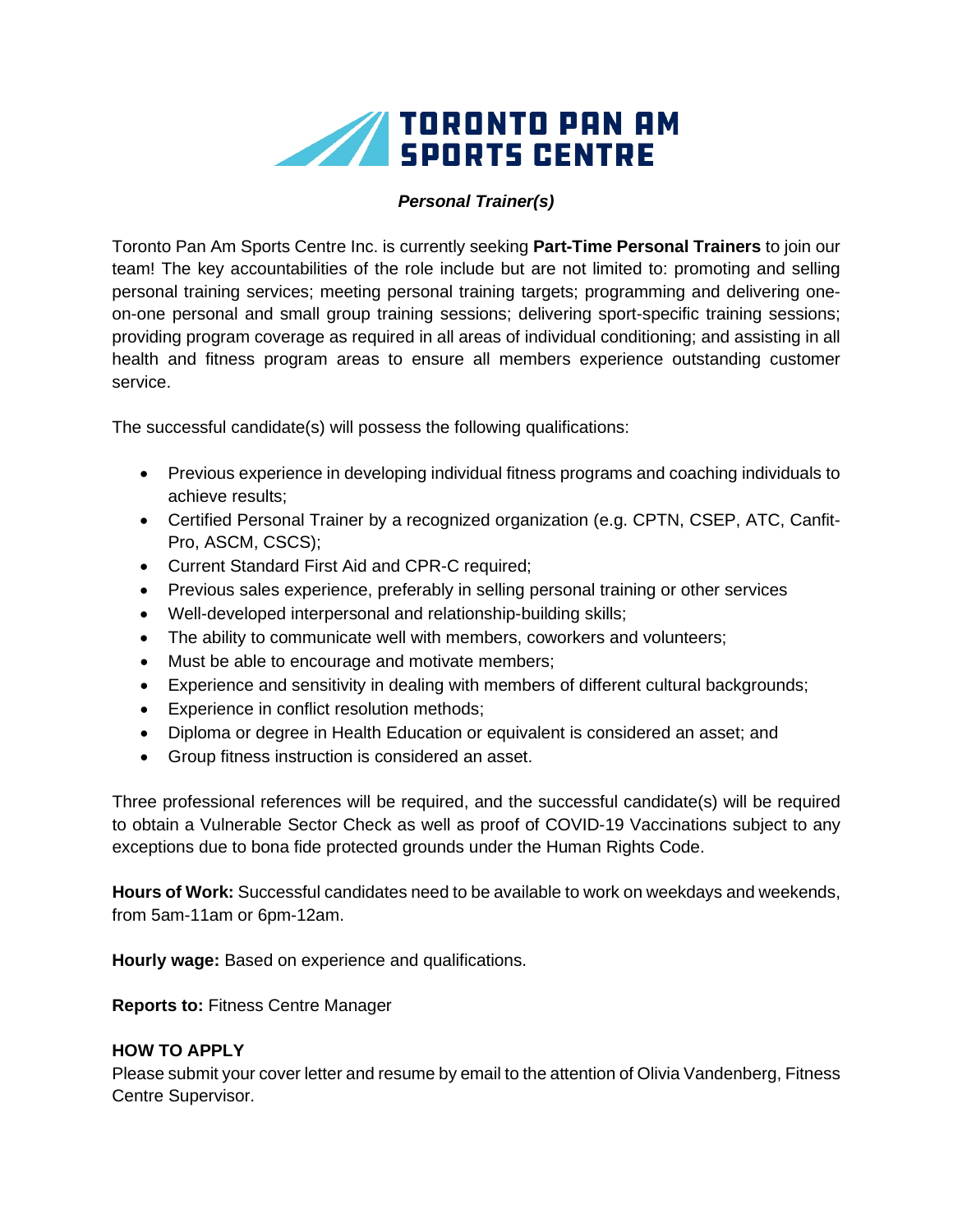# TORONTO PAN AM SPORTS CENTRE

## *Personal Trainer(s)*

Toronto Pan Am Sports Centre Inc. is currently seeking **Part-Time Personal Trainers** to join our team! The key accountabilities of the role include but are not limited to: promoting and selling personal training services; meeting personal training targets; programming and delivering one-on-one personal and small group training sessions; delivering sport-specific training sessions; providing program coverage as required in all areas of individual conditioning; and assisting in all health and fitness program areas to ensure all members experience outstanding customer service.

The successful candidate(s) will possess the following qualifications:

- Previous experience in developing individual fitness programs and coaching individuals to achieve results;
- Certified Personal Trainer by a recognized organization (e.g. CPTN, CSEP, ATC, Canfit-Pro, ASCM, CSCS);
- Current Standard First Aid and CPR-C required;
- Previous sales experience, preferably in selling personal training or other services
- Well-developed interpersonal and relationship-building skills;
- The ability to communicate well with members, coworkers and volunteers;
- Must be able to encourage and motivate members;
- Experience and sensitivity in dealing with members of different cultural backgrounds;
- Experience in conflict resolution methods;
- Diploma or degree in Health Education or equivalent is considered an asset; and
- Group fitness instruction is considered an asset.

Three professional references will be required, and the successful candidate(s) will be required to obtain a Vulnerable Sector Check as well as proof of COVID-19 Vaccinations subject to any exceptions due to bona fide protected grounds under the Human Rights Code.

**Hours of Work:** Successful candidates need to be available to work on weekdays and weekends, from 5am-11am or 6pm-12am.

**Hourly wage:** Based on experience and qualifications.

**Reports to:** Fitness Centre Manager

**HOW TO APPLY**

Please submit your cover letter and resume by email to the attention of Olivia Vandenberg, Fitness Centre Supervisor.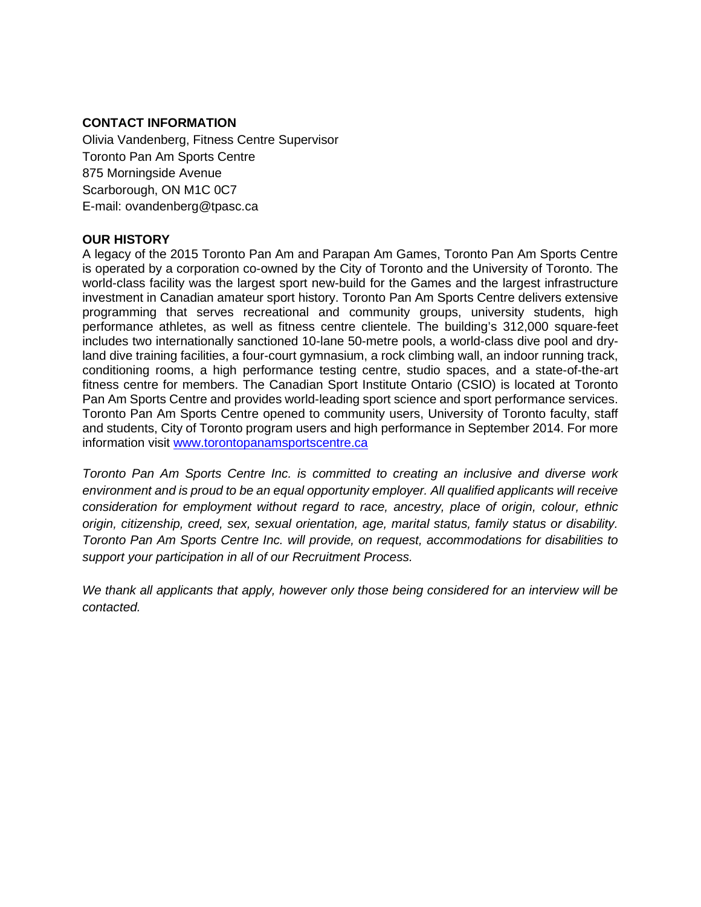**CONTACT INFORMATION**

Olivia Vandenberg, Fitness Centre Supervisor
Toronto Pan Am Sports Centre
875 Morningside Avenue
Scarborough, ON M1C 0C7
E-mail: ovandenberg@tpasc.ca

**OUR HISTORY**

A legacy of the 2015 Toronto Pan Am and Parapan Am Games, Toronto Pan Am Sports Centre is operated by a corporation co-owned by the City of Toronto and the University of Toronto. The world-class facility was the largest sport new-build for the Games and the largest infrastructure investment in Canadian amateur sport history. Toronto Pan Am Sports Centre delivers extensive programming that serves recreational and community groups, university students, high performance athletes, as well as fitness centre clientele. The building's 312,000 square-feet includes two internationally sanctioned 10-lane 50-metre pools, a world-class dive pool and dry-land dive training facilities, a four-court gymnasium, a rock climbing wall, an indoor running track, conditioning rooms, a high performance testing centre, studio spaces, and a state-of-the-art fitness centre for members. The Canadian Sport Institute Ontario (CSIO) is located at Toronto Pan Am Sports Centre and provides world-leading sport science and sport performance services. Toronto Pan Am Sports Centre opened to community users, University of Toronto faculty, staff and students, City of Toronto program users and high performance in September 2014. For more information visit [www.torontopanamsportscentre.ca](http://www.torontopanamsportscentre.ca)

*Toronto Pan Am Sports Centre Inc. is committed to creating an inclusive and diverse work environment and is proud to be an equal opportunity employer. All qualified applicants will receive consideration for employment without regard to race, ancestry, place of origin, colour, ethnic origin, citizenship, creed, sex, sexual orientation, age, marital status, family status or disability. Toronto Pan Am Sports Centre Inc. will provide, on request, accommodations for disabilities to support your participation in all of our Recruitment Process.*

*We thank all applicants that apply, however only those being considered for an interview will be contacted.*